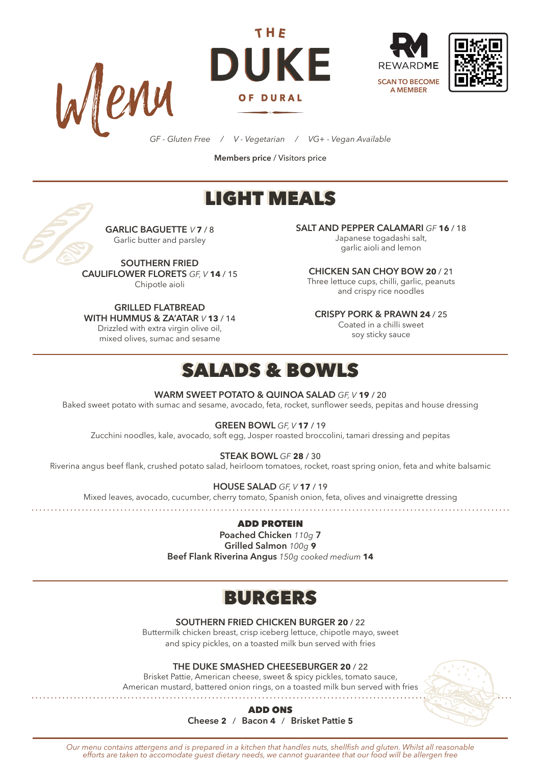# Menu

# THE DUKE OF DURAL

REWARDME
SCAN TO BECOME A MEMBER

*GF - Gluten Free / V - Vegetarian / VG+ - Vegan Available*

**Members price** / Visitors price

## LIGHT MEALS

**GARLIC BAGUETTE** *V* **7** / 8
Garlic butter and parsley

**SOUTHERN FRIED CAULIFLOWER FLORETS** *GF, V* **14** / 15
Chipotle aioli

**GRILLED FLATBREAD WITH HUMMUS & ZA'ATAR** *V* **13** / 14
Drizzled with extra virgin olive oil, mixed olives, sumac and sesame

**SALT AND PEPPER CALAMARI** *GF* **16** / 18
Japanese togadashi salt, garlic aioli and lemon

**CHICKEN SAN CHOY BOW 20** / 21
Three lettuce cups, chilli, garlic, peanuts and crispy rice noodles

**CRISPY PORK & PRAWN 24** / 25
Coated in a chilli sweet soy sticky sauce

## SALADS & BOWLS

**WARM SWEET POTATO & QUINOA SALAD** *GF, V* **19** / 20
Baked sweet potato with sumac and sesame, avocado, feta, rocket, sunflower seeds, pepitas and house dressing

**GREEN BOWL** *GF, V* **17** / 19
Zucchini noodles, kale, avocado, soft egg, Josper roasted broccolini, tamari dressing and pepitas

**STEAK BOWL** *GF* **28** / 30
Riverina angus beef flank, crushed potato salad, heirloom tomatoes, rocket, roast spring onion, feta and white balsamic

**HOUSE SALAD** *GF, V* **17** / 19
Mixed leaves, avocado, cucumber, cherry tomato, Spanish onion, feta, olives and vinaigrette dressing

**ADD PROTEIN**
**Poached Chicken** *110g* **7**
**Grilled Salmon** *100g* **9**
**Beef Flank Riverina Angus** *150g cooked medium* **14**

## BURGERS

**SOUTHERN FRIED CHICKEN BURGER 20** / 22
Buttermilk chicken breast, crisp iceberg lettuce, chipotle mayo, sweet and spicy pickles, on a toasted milk bun served with fries

**THE DUKE SMASHED CHEESEBURGER 20** / 22
Brisket Pattie, American cheese, sweet & spicy pickles, tomato sauce, American mustard, battered onion rings, on a toasted milk bun served with fries

**ADD ONS**
**Cheese 2** / **Bacon 4** / **Brisket Pattie 5**

*Our menu contains attergens and is prepared in a kitchen that handles nuts, shellfish and gluten. Whilst all reasonable efforts are taken to accomodate guest dietary needs, we cannot guarantee that our food will be allergen free*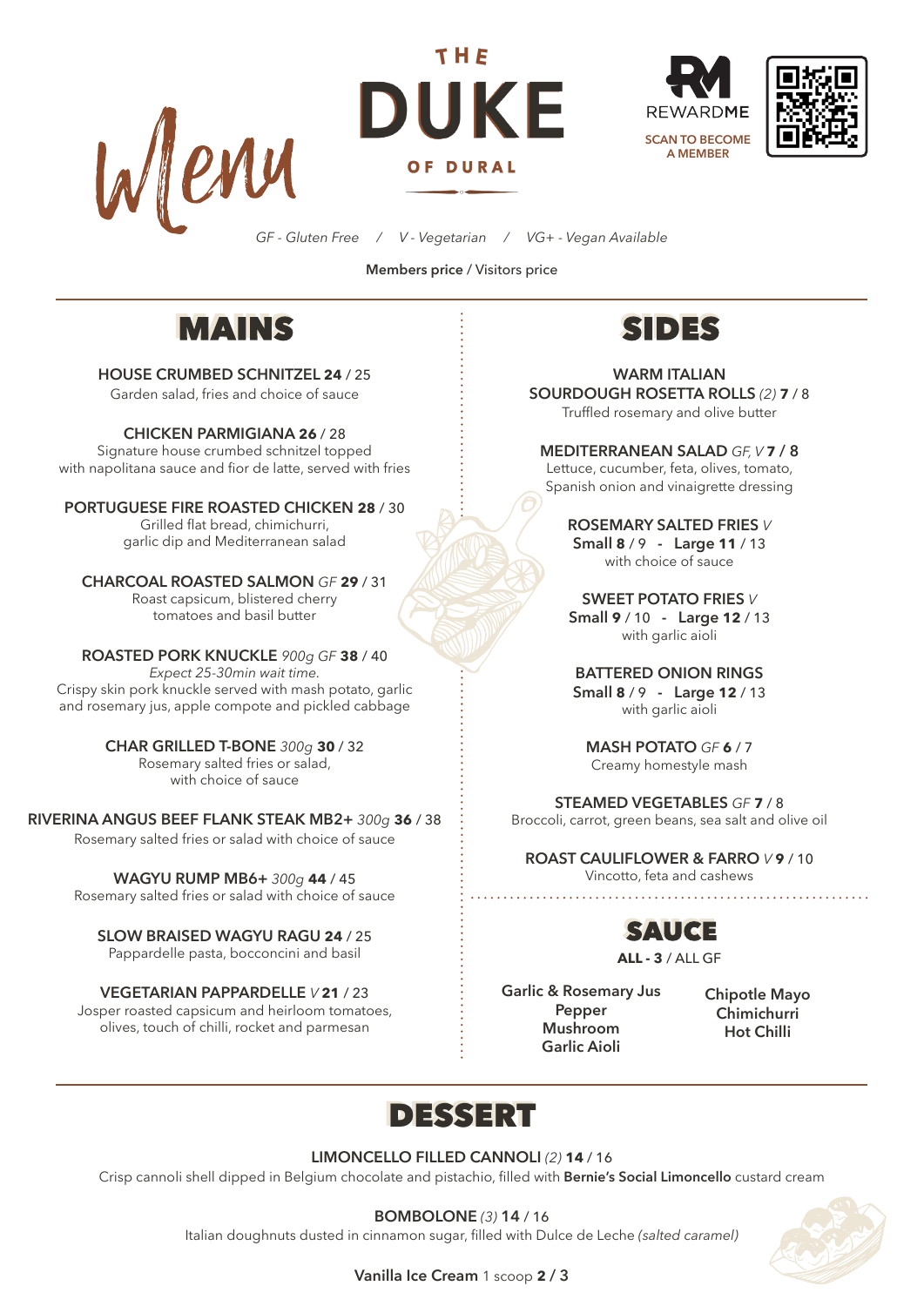# Menu

# THE DUKE OF DURAL

REWARDME
SCAN TO BECOME A MEMBER

*GF - Gluten Free / V - Vegetarian / VG+ - Vegan Available*

**Members price** / Visitors price

## MAINS

**HOUSE CRUMBED SCHNITZEL 24** / 25
Garden salad, fries and choice of sauce

**CHICKEN PARMIGIANA 26** / 28
Signature house crumbed schnitzel topped with napolitana sauce and fior de latte, served with fries

**PORTUGUESE FIRE ROASTED CHICKEN 28** / 30
Grilled flat bread, chimichurri, garlic dip and Mediterranean salad

**CHARCOAL ROASTED SALMON** *GF* **29** / 31
Roast capsicum, blistered cherry tomatoes and basil butter

**ROASTED PORK KNUCKLE** *900g GF* **38** / 40
*Expect 25-30min wait time.*
Crispy skin pork knuckle served with mash potato, garlic and rosemary jus, apple compote and pickled cabbage

**CHAR GRILLED T-BONE** *300g* **30** / 32
Rosemary salted fries or salad, with choice of sauce

**RIVERINA ANGUS BEEF FLANK STEAK MB2+** *300g* **36** / 38
Rosemary salted fries or salad with choice of sauce

**WAGYU RUMP MB6+** *300g* **44** / 45
Rosemary salted fries or salad with choice of sauce

**SLOW BRAISED WAGYU RAGU 24** / 25
Pappardelle pasta, bocconcini and basil

**VEGETARIAN PAPPARDELLE** *V* **21** / 23
Josper roasted capsicum and heirloom tomatoes, olives, touch of chilli, rocket and parmesan

## SIDES

**WARM ITALIAN SOURDOUGH ROSETTA ROLLS** *(2)* **7** / 8
Truffled rosemary and olive butter

**MEDITERRANEAN SALAD** *GF, V* **7 / 8**
Lettuce, cucumber, feta, olives, tomato, Spanish onion and vinaigrette dressing

**ROSEMARY SALTED FRIES** *V*
**Small 8** / 9 - **Large 11** / 13
with choice of sauce

**SWEET POTATO FRIES** *V*
**Small 9** / 10 - **Large 12** / 13
with garlic aioli

**BATTERED ONION RINGS**
**Small 8** / 9 - **Large 12** / 13
with garlic aioli

**MASH POTATO** *GF* **6** / 7
Creamy homestyle mash

**STEAMED VEGETABLES** *GF* **7** / 8
Broccoli, carrot, green beans, sea salt and olive oil

**ROAST CAULIFLOWER & FARRO** *V* **9** / 10
Vincotto, feta and cashews

## SAUCE

**ALL - 3** / ALL GF

**Garlic & Rosemary Jus**
**Pepper**
**Mushroom**
**Garlic Aioli**
**Chipotle Mayo**
**Chimichurri**
**Hot Chilli**

## DESSERT

**LIMONCELLO FILLED CANNOLI** *(2)* **14** / 16
Crisp cannoli shell dipped in Belgium chocolate and pistachio, filled with **Bernie's Social Limoncello** custard cream

**BOMBOLONE** *(3)* **14** / 16
Italian doughnuts dusted in cinnamon sugar, filled with Dulce de Leche *(salted caramel)*

**Vanilla Ice Cream** 1 scoop **2 / 3**